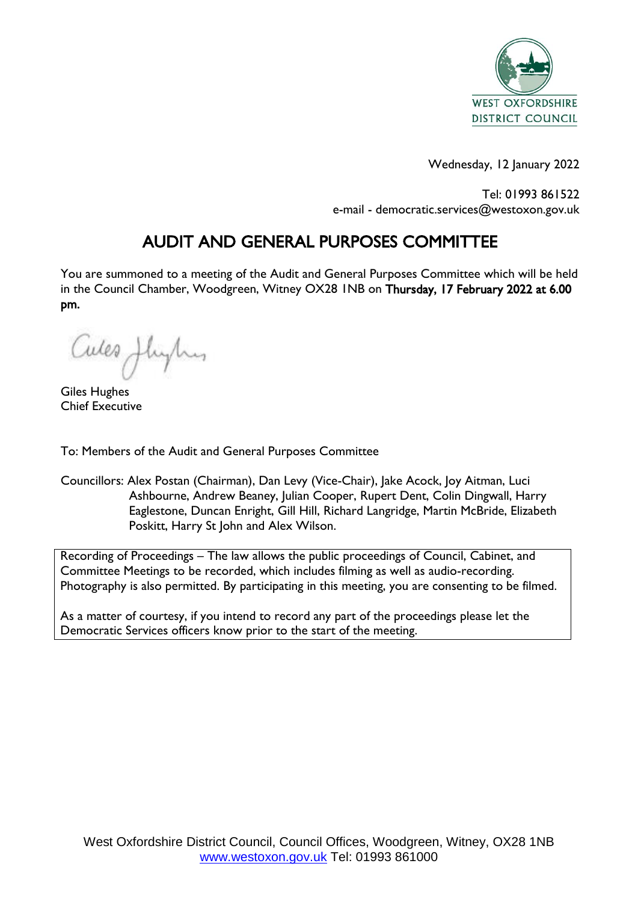WEST OXFORDSHIRE DISTRICT COUNCIL

Wednesday, 12 January 2022

Tel: 01993 861522
e-mail - democratic.services@westoxon.gov.uk

# AUDIT AND GENERAL PURPOSES COMMITTEE

You are summoned to a meeting of the Audit and General Purposes Committee which will be held in the Council Chamber, Woodgreen, Witney OX28 1NB on **Thursday, 17 February 2022 at 6.00 pm.**

Giles Hughes
Chief Executive

To: Members of the Audit and General Purposes Committee

Councillors: Alex Postan (Chairman), Dan Levy (Vice-Chair), Jake Acock, Joy Aitman, Luci Ashbourne, Andrew Beaney, Julian Cooper, Rupert Dent, Colin Dingwall, Harry Eaglestone, Duncan Enright, Gill Hill, Richard Langridge, Martin McBride, Elizabeth Poskitt, Harry St John and Alex Wilson.

Recording of Proceedings – The law allows the public proceedings of Council, Cabinet, and Committee Meetings to be recorded, which includes filming as well as audio-recording. Photography is also permitted. By participating in this meeting, you are consenting to be filmed.

As a matter of courtesy, if you intend to record any part of the proceedings please let the Democratic Services officers know prior to the start of the meeting.

West Oxfordshire District Council, Council Offices, Woodgreen, Witney, OX28 1NB
www.westoxon.gov.uk Tel: 01993 861000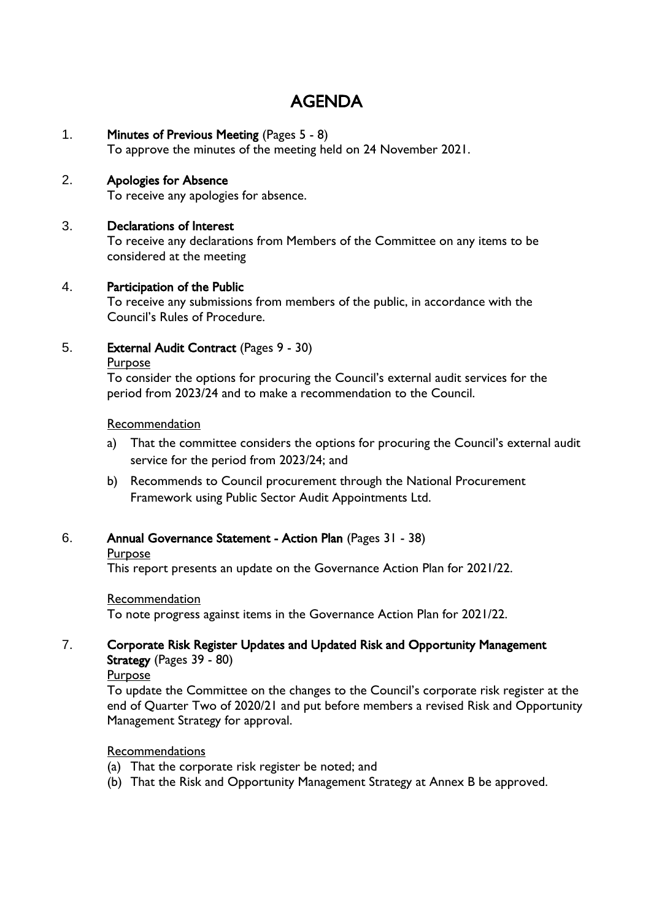# AGENDA

1. **Minutes of Previous Meeting** (Pages 5 - 8)
   To approve the minutes of the meeting held on 24 November 2021.

2. **Apologies for Absence**
   To receive any apologies for absence.

3. **Declarations of Interest**
   To receive any declarations from Members of the Committee on any items to be considered at the meeting

4. **Participation of the Public**
   To receive any submissions from members of the public, in accordance with the Council's Rules of Procedure.

5. **External Audit Contract** (Pages 9 - 30)

   Purpose

   To consider the options for procuring the Council's external audit services for the period from 2023/24 and to make a recommendation to the Council.

   Recommendation

   a) That the committee considers the options for procuring the Council's external audit service for the period from 2023/24; and

   b) Recommends to Council procurement through the National Procurement Framework using Public Sector Audit Appointments Ltd.

6. **Annual Governance Statement - Action Plan** (Pages 31 - 38)

   Purpose

   This report presents an update on the Governance Action Plan for 2021/22.

   Recommendation

   To note progress against items in the Governance Action Plan for 2021/22.

7. **Corporate Risk Register Updates and Updated Risk and Opportunity Management Strategy** (Pages 39 - 80)

   Purpose

   To update the Committee on the changes to the Council's corporate risk register at the end of Quarter Two of 2020/21 and put before members a revised Risk and Opportunity Management Strategy for approval.

   Recommendations

   (a) That the corporate risk register be noted; and

   (b) That the Risk and Opportunity Management Strategy at Annex B be approved.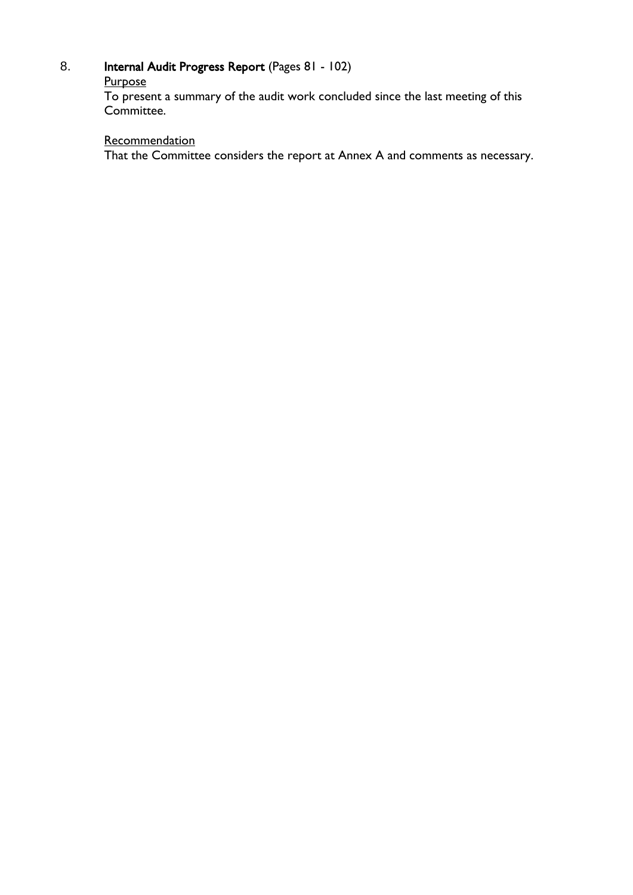8. **Internal Audit Progress Report** (Pages 81 - 102)

Purpose

To present a summary of the audit work concluded since the last meeting of this Committee.

Recommendation

That the Committee considers the report at Annex A and comments as necessary.